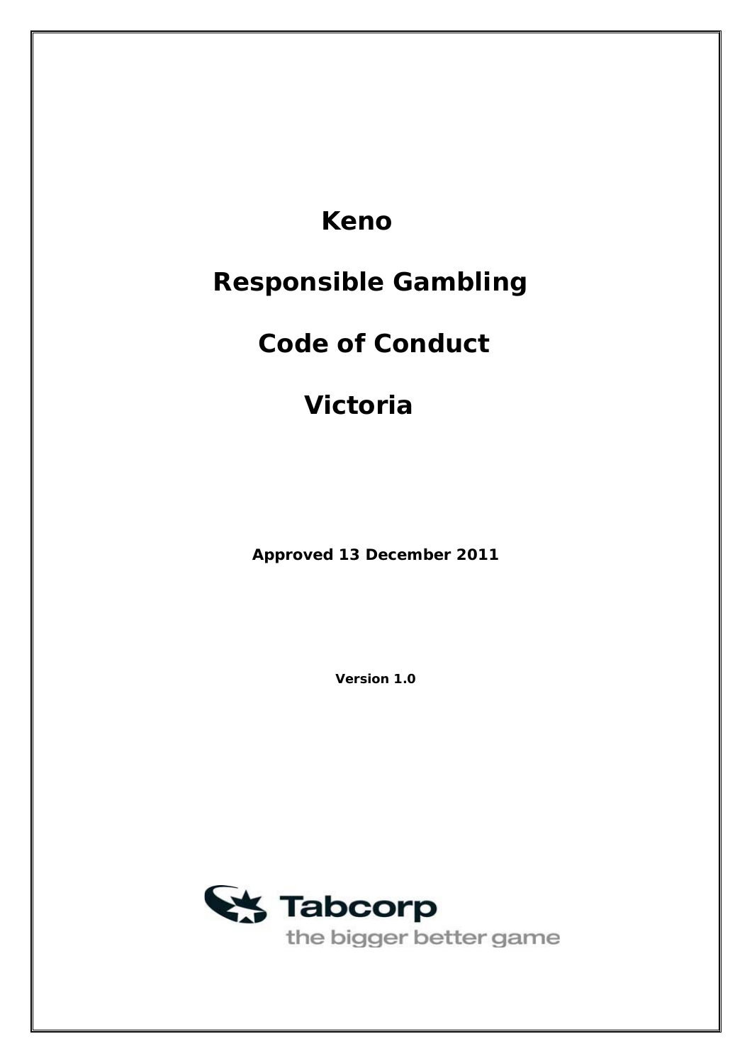# Keno

# Responsible Gambling

# Code of Conduct

# Victoria

**Approved 13 December 2011**

**Version 1.0**

Tabcorp

the bigger better game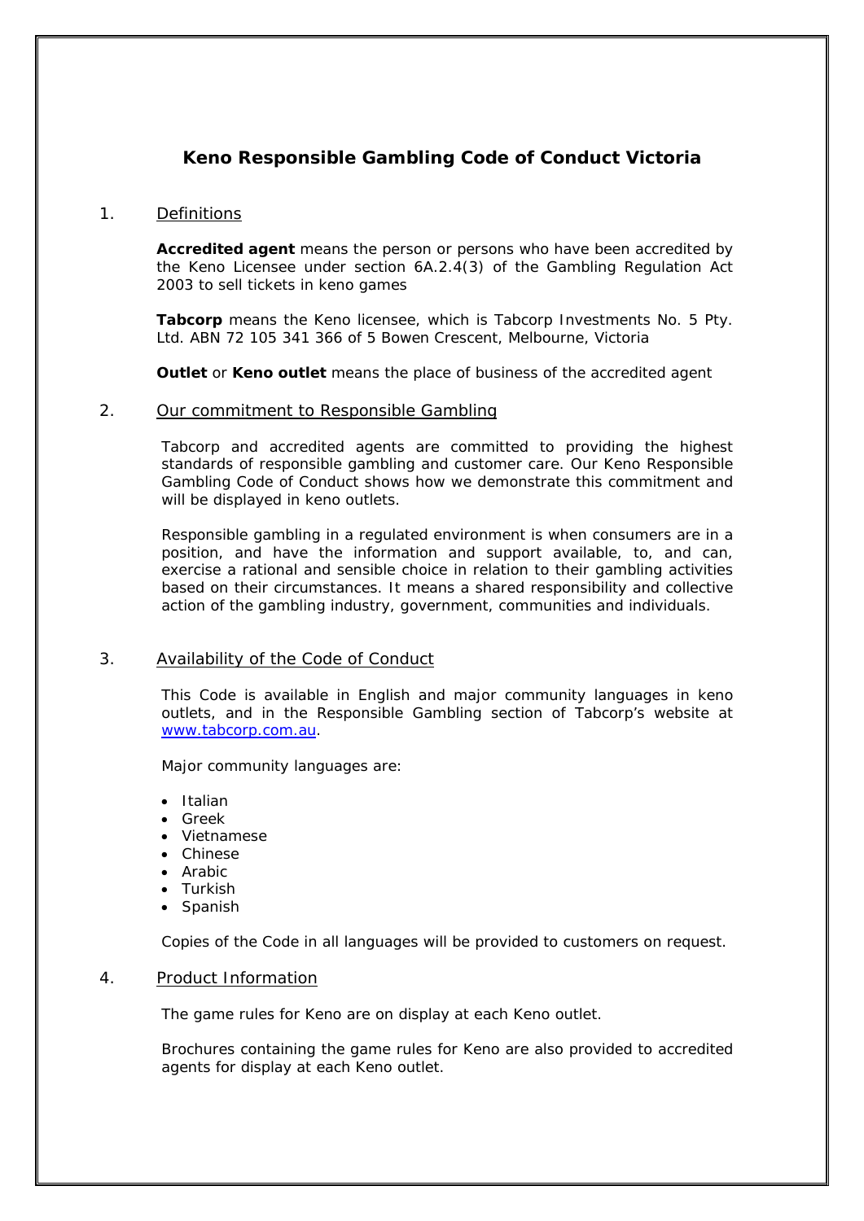# Keno Responsible Gambling Code of Conduct Victoria

## 1. Definitions

**Accredited agent** means the person or persons who have been accredited by the Keno Licensee under section 6A.2.4(3) of the Gambling Regulation Act 2003 to sell tickets in keno games

**Tabcorp** means the Keno licensee, which is Tabcorp Investments No. 5 Pty. Ltd. ABN 72 105 341 366 of 5 Bowen Crescent, Melbourne, Victoria

**Outlet** or **Keno outlet** means the place of business of the accredited agent

## 2. Our commitment to Responsible Gambling

Tabcorp and accredited agents are committed to providing the highest standards of responsible gambling and customer care. Our Keno Responsible Gambling Code of Conduct shows how we demonstrate this commitment and will be displayed in keno outlets.

Responsible gambling in a regulated environment is when consumers are in a position, and have the information and support available, to, and can, exercise a rational and sensible choice in relation to their gambling activities based on their circumstances. It means a shared responsibility and collective action of the gambling industry, government, communities and individuals.

## 3. Availability of the Code of Conduct

This Code is available in English and major community languages in keno outlets, and in the Responsible Gambling section of Tabcorp's website at www.tabcorp.com.au.

Major community languages are:

- Italian
- Greek
- Vietnamese
- Chinese
- Arabic
- Turkish
- Spanish

Copies of the Code in all languages will be provided to customers on request.

## 4. Product Information

The game rules for Keno are on display at each Keno outlet.

Brochures containing the game rules for Keno are also provided to accredited agents for display at each Keno outlet.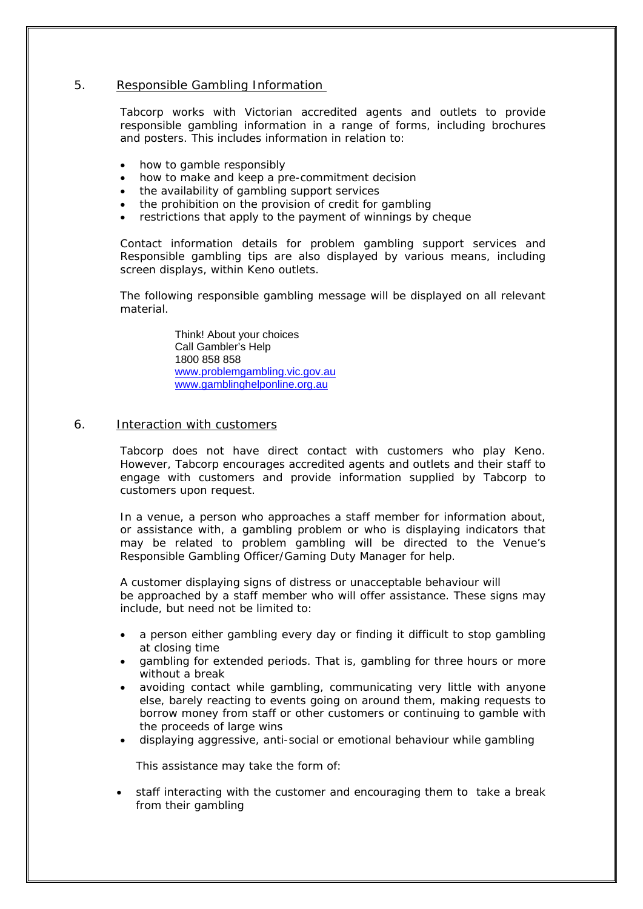## 5. Responsible Gambling Information

Tabcorp works with Victorian accredited agents and outlets to provide responsible gambling information in a range of forms, including brochures and posters. This includes information in relation to:

- how to gamble responsibly
- how to make and keep a pre-commitment decision
- the availability of gambling support services
- the prohibition on the provision of credit for gambling
- restrictions that apply to the payment of winnings by cheque

Contact information details for problem gambling support services and Responsible gambling tips are also displayed by various means, including screen displays, within Keno outlets.

The following responsible gambling message will be displayed on all relevant material.

> Think! About your choices
> Call Gambler's Help
> 1800 858 858
> www.problemgambling.vic.gov.au
> www.gamblinghelponline.org.au

## 6. Interaction with customers

Tabcorp does not have direct contact with customers who play Keno. However, Tabcorp encourages accredited agents and outlets and their staff to engage with customers and provide information supplied by Tabcorp to customers upon request.

In a venue, a person who approaches a staff member for information about, or assistance with, a gambling problem or who is displaying indicators that may be related to problem gambling will be directed to the Venue's Responsible Gambling Officer/Gaming Duty Manager for help.

A customer displaying signs of distress or unacceptable behaviour will be approached by a staff member who will offer assistance. These signs may include, but need not be limited to:

- a person either gambling every day or finding it difficult to stop gambling at closing time
- gambling for extended periods. That is, gambling for three hours or more without a break
- avoiding contact while gambling, communicating very little with anyone else, barely reacting to events going on around them, making requests to borrow money from staff or other customers or continuing to gamble with the proceeds of large wins
- displaying aggressive, anti-social or emotional behaviour while gambling

This assistance may take the form of:

- staff interacting with the customer and encouraging them to take a break from their gambling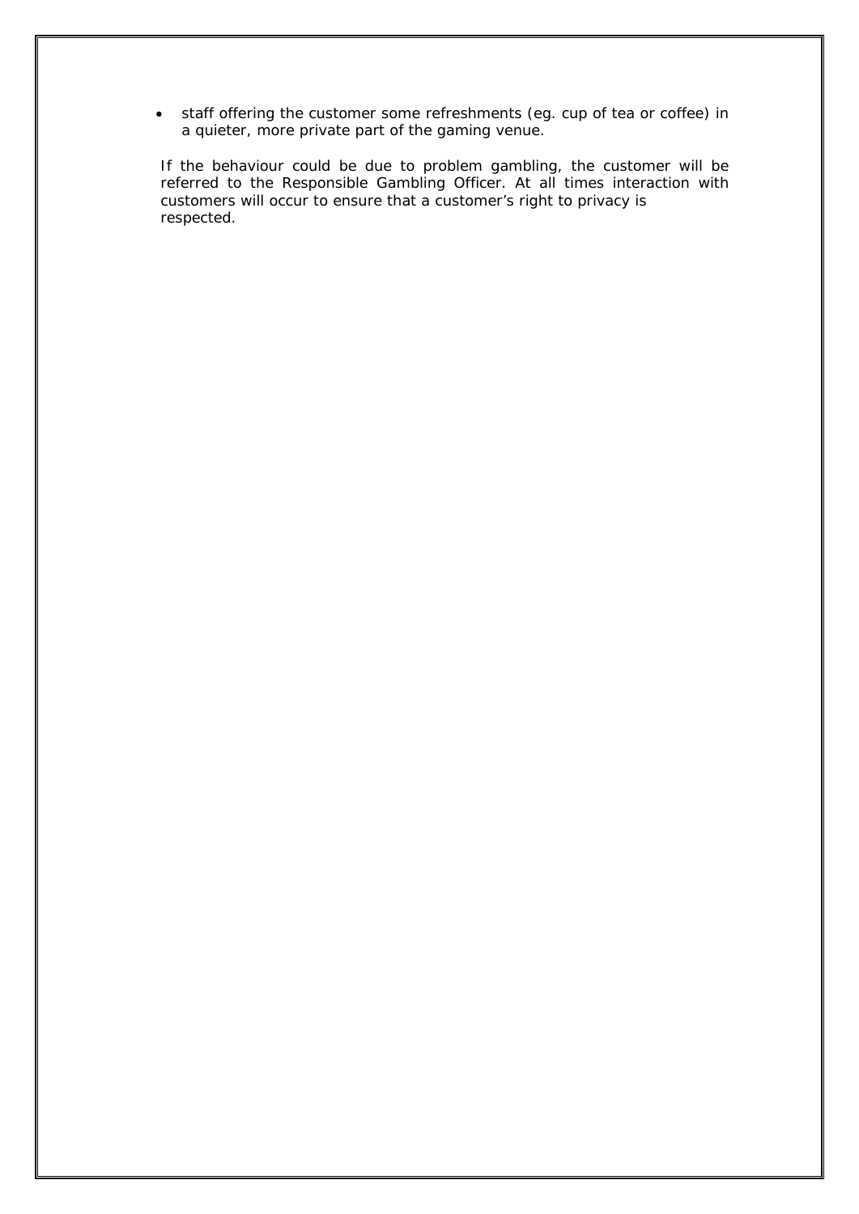- staff offering the customer some refreshments (eg. cup of tea or coffee) in a quieter, more private part of the gaming venue.

If the behaviour could be due to problem gambling, the customer will be referred to the Responsible Gambling Officer. At all times interaction with customers will occur to ensure that a customer's right to privacy is respected.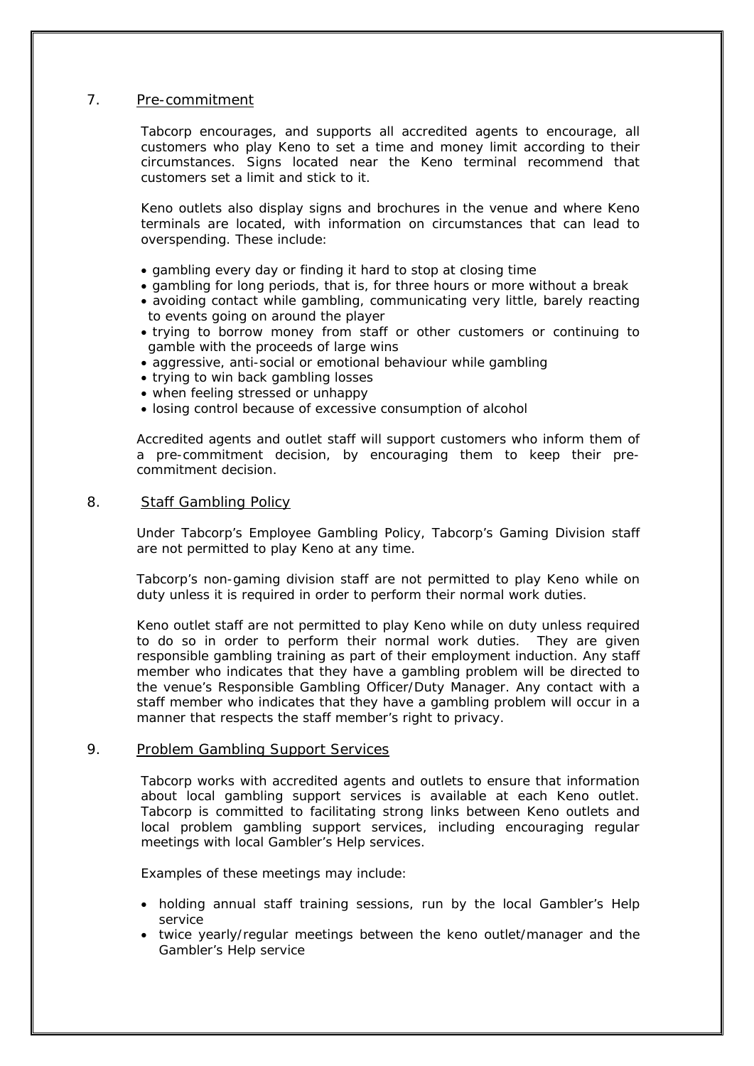## 7. Pre-commitment

Tabcorp encourages, and supports all accredited agents to encourage, all customers who play Keno to set a time and money limit according to their circumstances. Signs located near the Keno terminal recommend that customers set a limit and stick to it.

Keno outlets also display signs and brochures in the venue and where Keno terminals are located, with information on circumstances that can lead to overspending. These include:

- gambling every day or finding it hard to stop at closing time
- gambling for long periods, that is, for three hours or more without a break
- avoiding contact while gambling, communicating very little, barely reacting to events going on around the player
- trying to borrow money from staff or other customers or continuing to gamble with the proceeds of large wins
- aggressive, anti-social or emotional behaviour while gambling
- trying to win back gambling losses
- when feeling stressed or unhappy
- losing control because of excessive consumption of alcohol

Accredited agents and outlet staff will support customers who inform them of a pre-commitment decision, by encouraging them to keep their pre-commitment decision.

## 8. Staff Gambling Policy

Under Tabcorp's Employee Gambling Policy, Tabcorp's Gaming Division staff are not permitted to play Keno at any time.

Tabcorp's non-gaming division staff are not permitted to play Keno while on duty unless it is required in order to perform their normal work duties.

Keno outlet staff are not permitted to play Keno while on duty unless required to do so in order to perform their normal work duties. They are given responsible gambling training as part of their employment induction. Any staff member who indicates that they have a gambling problem will be directed to the venue's Responsible Gambling Officer/Duty Manager. Any contact with a staff member who indicates that they have a gambling problem will occur in a manner that respects the staff member's right to privacy.

## 9. Problem Gambling Support Services

Tabcorp works with accredited agents and outlets to ensure that information about local gambling support services is available at each Keno outlet. Tabcorp is committed to facilitating strong links between Keno outlets and local problem gambling support services, including encouraging regular meetings with local Gambler's Help services.

Examples of these meetings may include:

- holding annual staff training sessions, run by the local Gambler's Help service
- twice yearly/regular meetings between the keno outlet/manager and the Gambler's Help service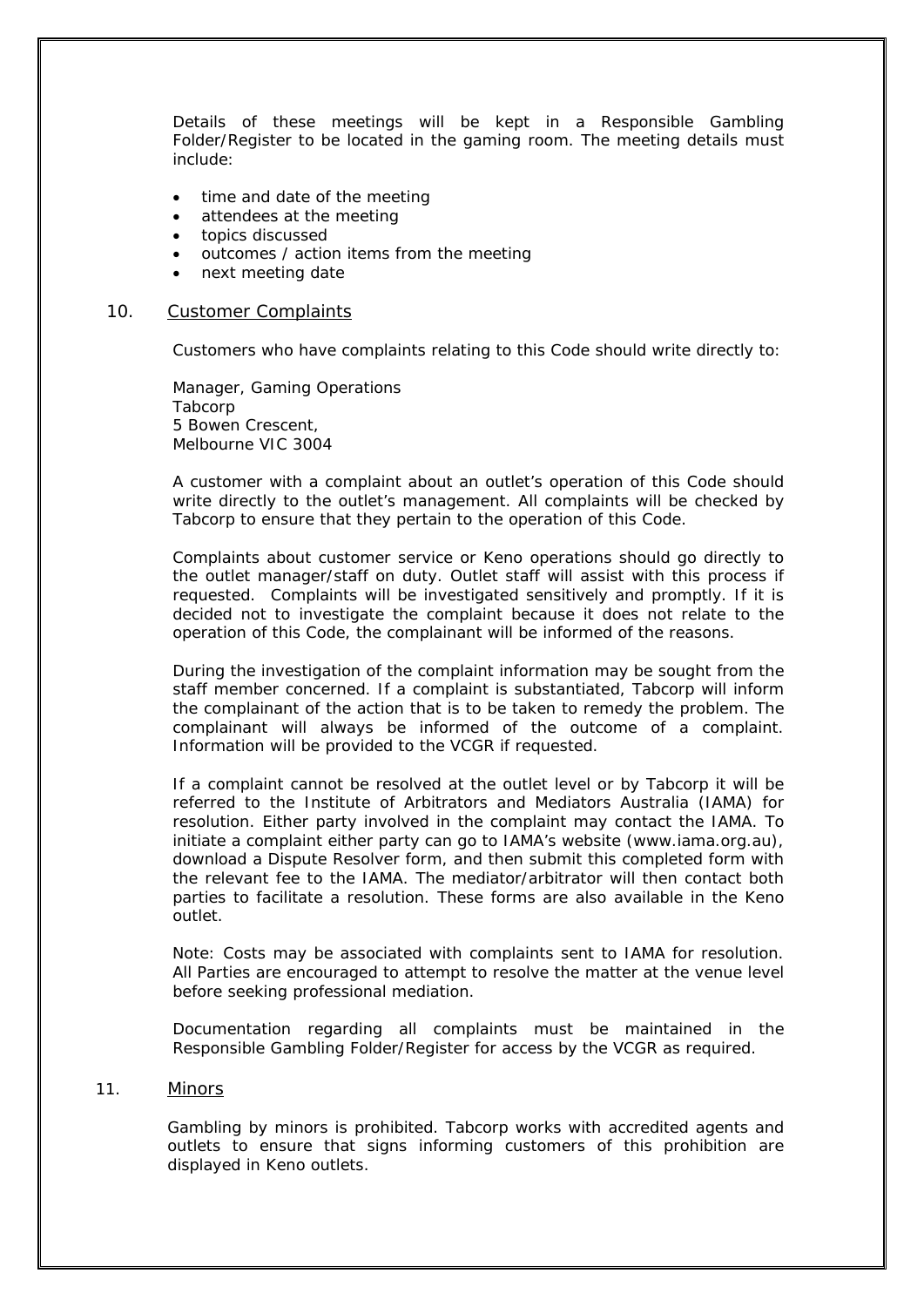Details of these meetings will be kept in a Responsible Gambling Folder/Register to be located in the gaming room. The meeting details must include:

- time and date of the meeting
- attendees at the meeting
- topics discussed
- outcomes / action items from the meeting
- next meeting date

## 10. Customer Complaints

Customers who have complaints relating to this Code should write directly to:

Manager, Gaming Operations
Tabcorp
5 Bowen Crescent,
Melbourne VIC 3004

A customer with a complaint about an outlet's operation of this Code should write directly to the outlet's management. All complaints will be checked by Tabcorp to ensure that they pertain to the operation of this Code.

Complaints about customer service or Keno operations should go directly to the outlet manager/staff on duty. Outlet staff will assist with this process if requested. Complaints will be investigated sensitively and promptly. If it is decided not to investigate the complaint because it does not relate to the operation of this Code, the complainant will be informed of the reasons.

During the investigation of the complaint information may be sought from the staff member concerned. If a complaint is substantiated, Tabcorp will inform the complainant of the action that is to be taken to remedy the problem. The complainant will always be informed of the outcome of a complaint. Information will be provided to the VCGR if requested.

If a complaint cannot be resolved at the outlet level or by Tabcorp it will be referred to the Institute of Arbitrators and Mediators Australia (IAMA) for resolution. Either party involved in the complaint may contact the IAMA. To initiate a complaint either party can go to IAMA's website (www.iama.org.au), download a Dispute Resolver form, and then submit this completed form with the relevant fee to the IAMA. The mediator/arbitrator will then contact both parties to facilitate a resolution. These forms are also available in the Keno outlet.

Note: Costs may be associated with complaints sent to IAMA for resolution. All Parties are encouraged to attempt to resolve the matter at the venue level before seeking professional mediation.

Documentation regarding all complaints must be maintained in the Responsible Gambling Folder/Register for access by the VCGR as required.

## 11. Minors

Gambling by minors is prohibited. Tabcorp works with accredited agents and outlets to ensure that signs informing customers of this prohibition are displayed in Keno outlets.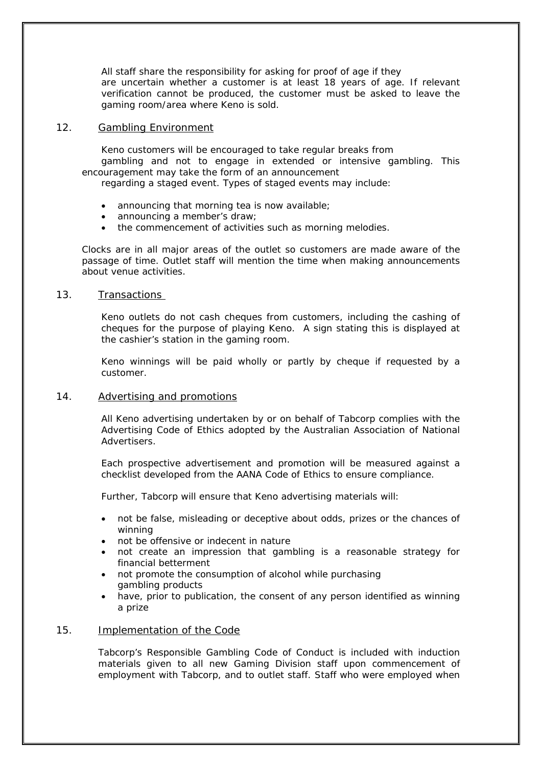All staff share the responsibility for asking for proof of age if they are uncertain whether a customer is at least 18 years of age. If relevant verification cannot be produced, the customer must be asked to leave the gaming room/area where Keno is sold.

## 12. Gambling Environment

Keno customers will be encouraged to take regular breaks from gambling and not to engage in extended or intensive gambling. This encouragement may take the form of an announcement regarding a staged event. Types of staged events may include:

- announcing that morning tea is now available;
- announcing a member's draw;
- the commencement of activities such as morning melodies.

Clocks are in all major areas of the outlet so customers are made aware of the passage of time. Outlet staff will mention the time when making announcements about venue activities.

## 13. Transactions

Keno outlets do not cash cheques from customers, including the cashing of cheques for the purpose of playing Keno. A sign stating this is displayed at the cashier's station in the gaming room.

Keno winnings will be paid wholly or partly by cheque if requested by a customer.

## 14. Advertising and promotions

All Keno advertising undertaken by or on behalf of Tabcorp complies with the Advertising Code of Ethics adopted by the Australian Association of National Advertisers.

Each prospective advertisement and promotion will be measured against a checklist developed from the AANA Code of Ethics to ensure compliance.

Further, Tabcorp will ensure that Keno advertising materials will:

- not be false, misleading or deceptive about odds, prizes or the chances of winning
- not be offensive or indecent in nature
- not create an impression that gambling is a reasonable strategy for financial betterment
- not promote the consumption of alcohol while purchasing gambling products
- have, prior to publication, the consent of any person identified as winning a prize

## 15. Implementation of the Code

Tabcorp's Responsible Gambling Code of Conduct is included with induction materials given to all new Gaming Division staff upon commencement of employment with Tabcorp, and to outlet staff. Staff who were employed when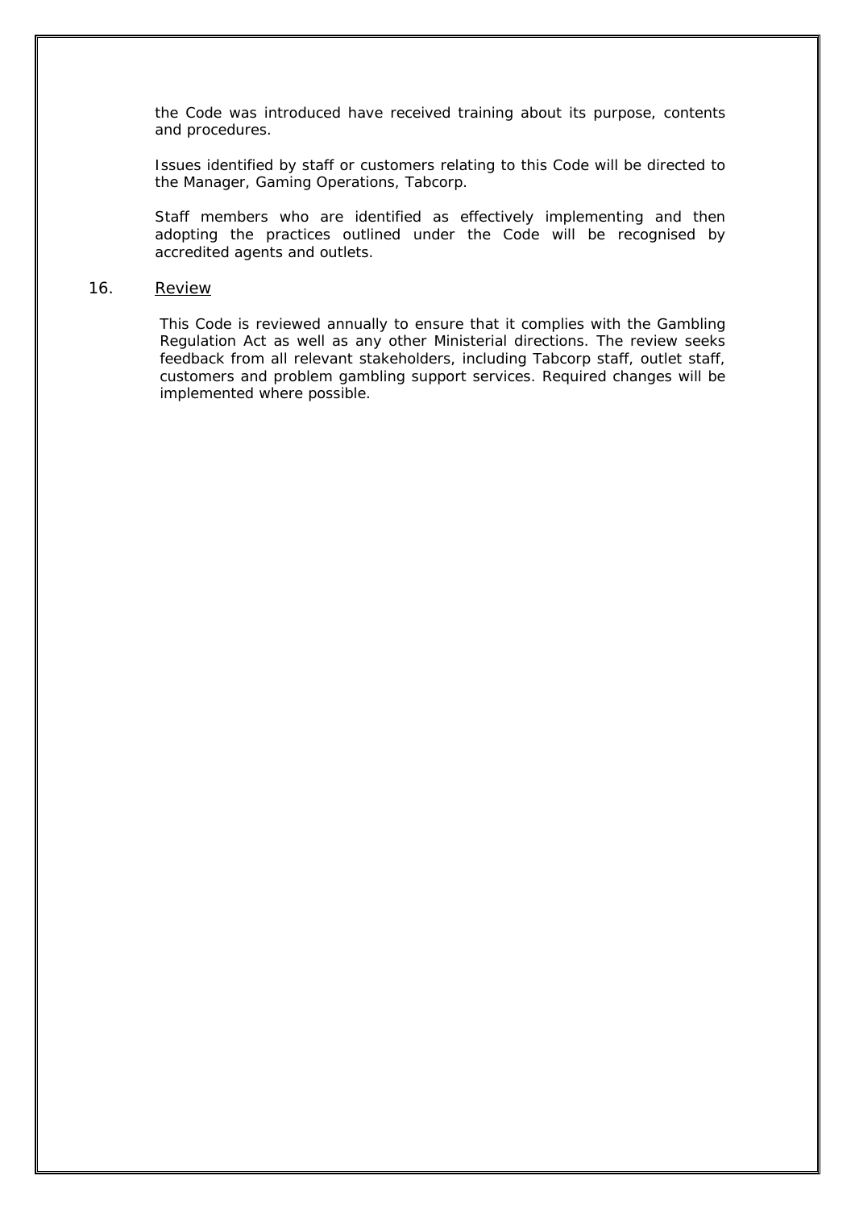the Code was introduced have received training about its purpose, contents and procedures.

Issues identified by staff or customers relating to this Code will be directed to the Manager, Gaming Operations, Tabcorp.

Staff members who are identified as effectively implementing and then adopting the practices outlined under the Code will be recognised by accredited agents and outlets.

## 16. Review

This Code is reviewed annually to ensure that it complies with the Gambling Regulation Act as well as any other Ministerial directions. The review seeks feedback from all relevant stakeholders, including Tabcorp staff, outlet staff, customers and problem gambling support services. Required changes will be implemented where possible.